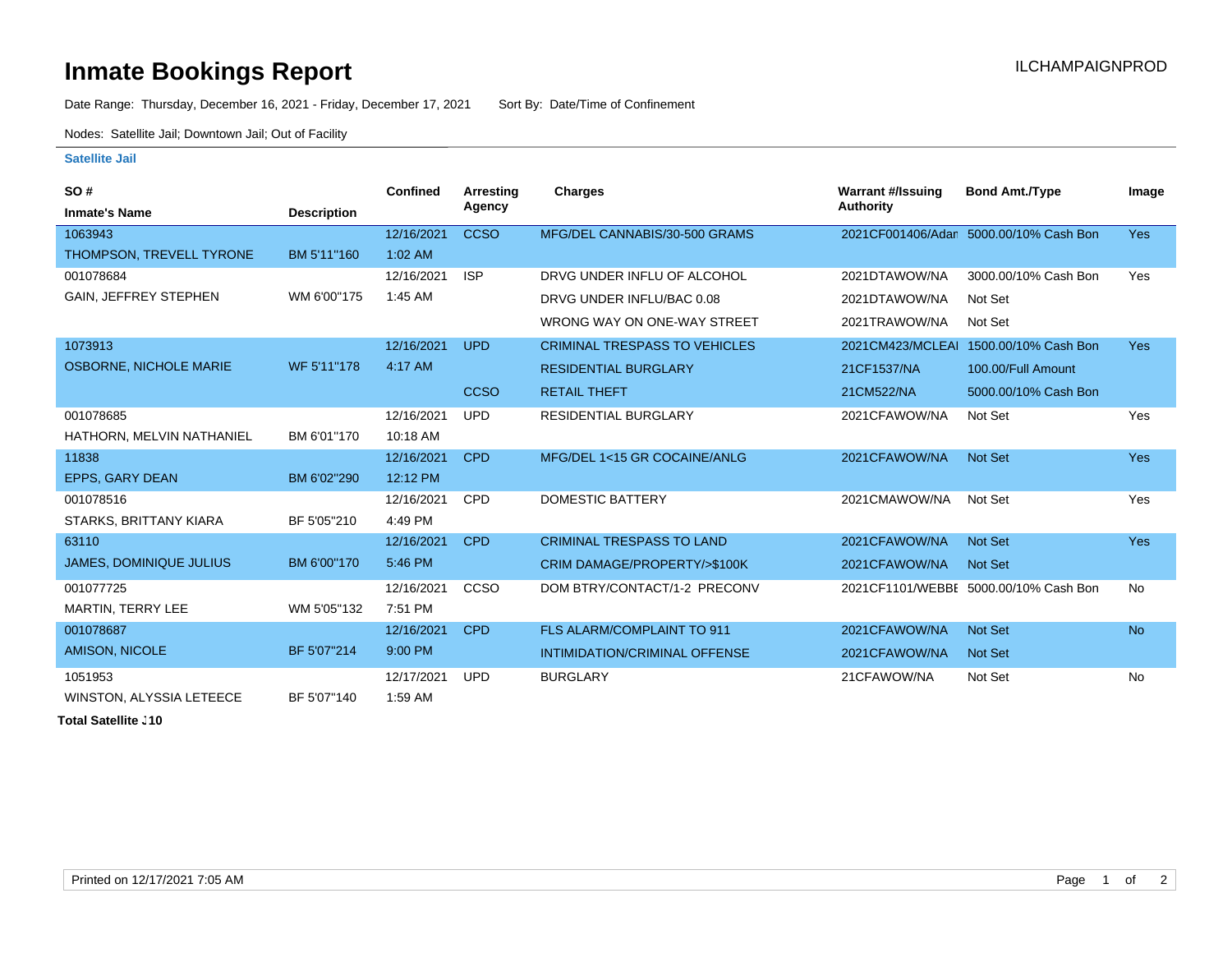# Inmate Bookings Report

ILCHAMPAIGNPROD

Date Range: Thursday, December 16, 2021 - Friday, December 17, 2021 Sort By: Date/Time of Confinement

Nodes: Satellite Jail; Downtown Jail; Out of Facility

### Satellite Jail

| SO # / Inmate's Name | Description | Confined | Arresting Agency | Charges | Warrant #/Issuing Authority | Bond Amt./Type | Image |
|---|---|---|---|---|---|---|---|
| 1063943 THOMPSON, TREVELL TYRONE | BM 5'11"160 | 12/16/2021 1:02 AM | CCSO | MFG/DEL CANNABIS/30-500 GRAMS | 2021CF001406/Adan | 5000.00/10% Cash Bon | Yes |
| 001078684 GAIN, JEFFREY STEPHEN | WM 6'00"175 | 12/16/2021 1:45 AM | ISP | DRVG UNDER INFLU OF ALCOHOL | 2021DTAWOW/NA | 3000.00/10% Cash Bon | Yes |
| | | | | DRVG UNDER INFLU/BAC 0.08 | 2021DTAWOW/NA | Not Set | |
| | | | | WRONG WAY ON ONE-WAY STREET | 2021TRAWOW/NA | Not Set | |
| 1073913 OSBORNE, NICHOLE MARIE | WF 5'11"178 | 12/16/2021 4:17 AM | UPD | CRIMINAL TRESPASS TO VEHICLES | 2021CM423/MCLEAI | 1500.00/10% Cash Bon | Yes |
| | | | | RESIDENTIAL BURGLARY | 21CF1537/NA | 100.00/Full Amount | |
| | | | CCSO | RETAIL THEFT | 21CM522/NA | 5000.00/10% Cash Bon | |
| 001078685 HATHORN, MELVIN NATHANIEL | BM 6'01"170 | 12/16/2021 10:18 AM | UPD | RESIDENTIAL BURGLARY | 2021CFAWOW/NA | Not Set | Yes |
| 11838 EPPS, GARY DEAN | BM 6'02"290 | 12/16/2021 12:12 PM | CPD | MFG/DEL 1<15 GR COCAINE/ANLG | 2021CFAWOW/NA | Not Set | Yes |
| 001078516 STARKS, BRITTANY KIARA | BF 5'05"210 | 12/16/2021 4:49 PM | CPD | DOMESTIC BATTERY | 2021CMAWOW/NA | Not Set | Yes |
| 63110 JAMES, DOMINIQUE JULIUS | BM 6'00"170 | 12/16/2021 5:46 PM | CPD | CRIMINAL TRESPASS TO LAND | 2021CFAWOW/NA | Not Set | Yes |
| | | | | CRIM DAMAGE/PROPERTY/>$100K | 2021CFAWOW/NA | Not Set | |
| 001077725 MARTIN, TERRY LEE | WM 5'05"132 | 12/16/2021 7:51 PM | CCSO | DOM BTRY/CONTACT/1-2 PRECONV | 2021CF1101/WEBBE | 5000.00/10% Cash Bon | No |
| 001078687 AMISON, NICOLE | BF 5'07"214 | 12/16/2021 9:00 PM | CPD | FLS ALARM/COMPLAINT TO 911 | 2021CFAWOW/NA | Not Set | No |
| | | | | INTIMIDATION/CRIMINAL OFFENSE | 2021CFAWOW/NA | Not Set | |
| 1051953 WINSTON, ALYSSIA LETEECE | BF 5'07"140 | 12/17/2021 1:59 AM | UPD | BURGLARY | 21CFAWOW/NA | Not Set | No |

**Total Satellite J10**

Printed on 12/17/2021 7:05 AM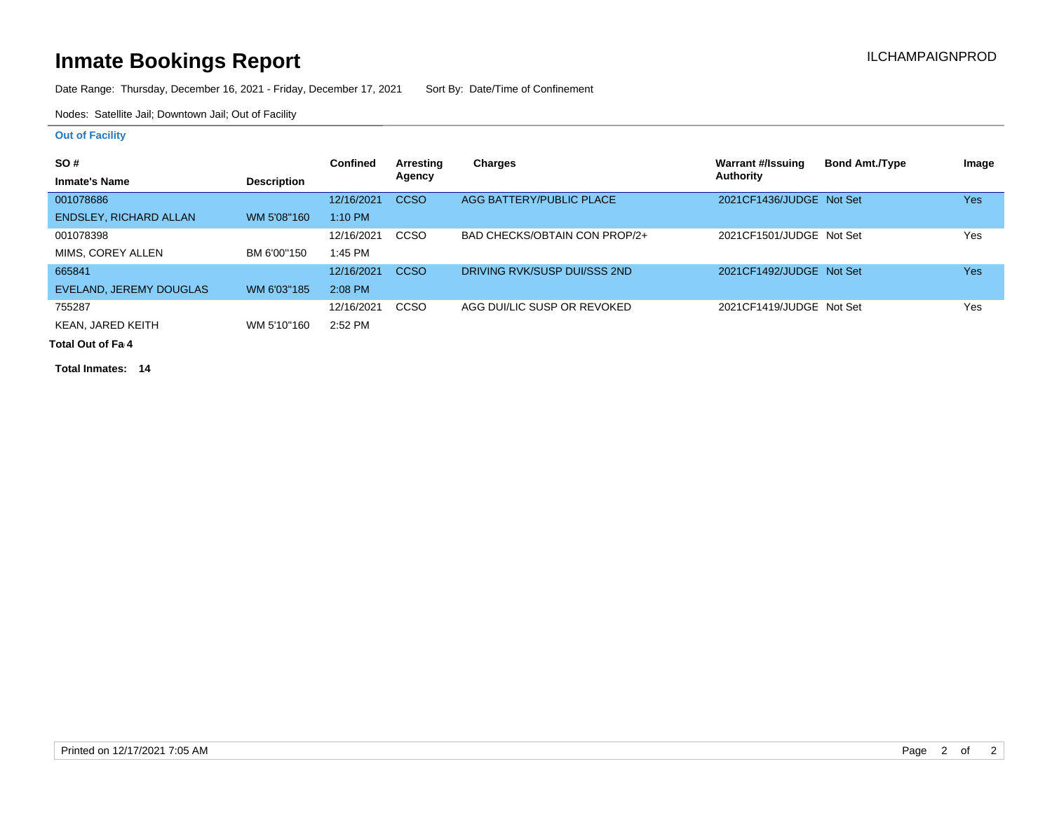# Inmate Bookings Report

ILCHAMPAIGNPROD

Date Range: Thursday, December 16, 2021 - Friday, December 17, 2021 Sort By: Date/Time of Confinement

Nodes: Satellite Jail; Downtown Jail; Out of Facility

### Out of Facility

| SO # / Inmate's Name | Description | Confined | Arresting Agency | Charges | Warrant #/Issuing Authority | Bond Amt./Type | Image |
|---|---|---|---|---|---|---|---|
| 001078686<br>ENDSLEY, RICHARD ALLAN | WM 5'08"160 | 12/16/2021<br>1:10 PM | CCSO | AGG BATTERY/PUBLIC PLACE | 2021CF1436/JUDGE | Not Set | Yes |
| 001078398<br>MIMS, COREY ALLEN | BM 6'00"150 | 12/16/2021<br>1:45 PM | CCSO | BAD CHECKS/OBTAIN CON PROP/2+ | 2021CF1501/JUDGE | Not Set | Yes |
| 665841<br>EVELAND, JEREMY DOUGLAS | WM 6'03"185 | 12/16/2021<br>2:08 PM | CCSO | DRIVING RVK/SUSP DUI/SSS 2ND | 2021CF1492/JUDGE | Not Set | Yes |
| 755287<br>KEAN, JARED KEITH | WM 5'10"160 | 12/16/2021<br>2:52 PM | CCSO | AGG DUI/LIC SUSP OR REVOKED | 2021CF1419/JUDGE | Not Set | Yes |

**Total Out of Fa 4**

**Total Inmates: 14**

Printed on 12/17/2021 7:05 AM